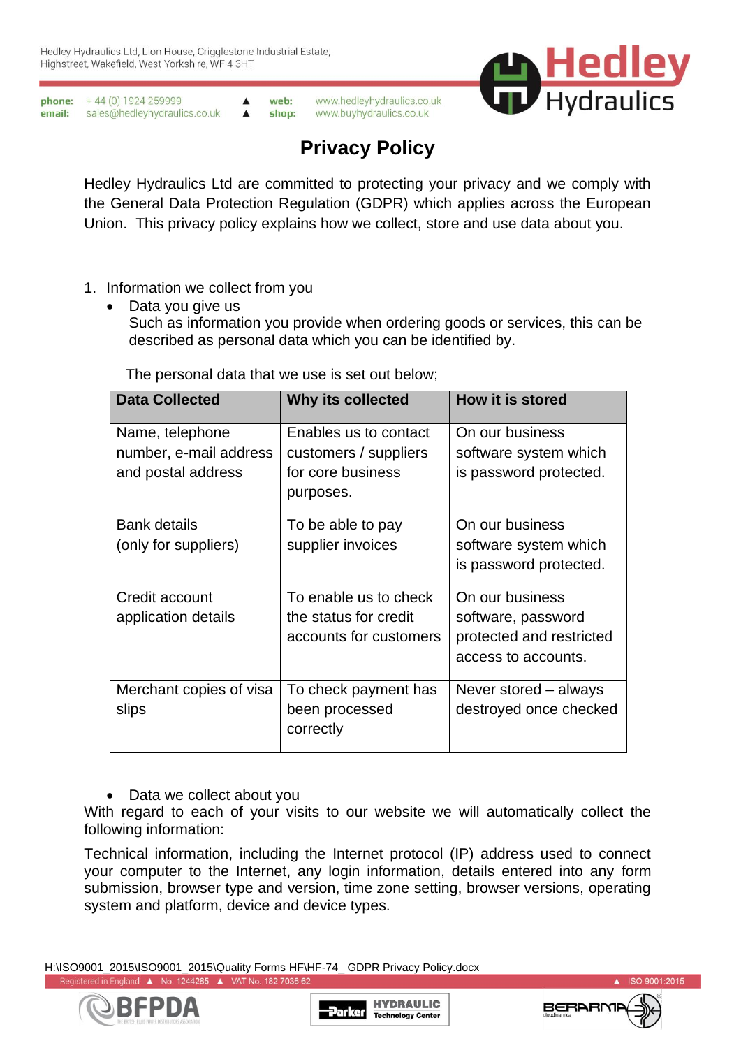# Privacy Policy

Hedley Hydraulics Ltd are committed to protecting your privacy and we comply with the General Data Protection Regulation (GDPR) which applies across the European Union. This privacy policy explains how we collect, store and use data about you.

1. Information we collect from you
   - Data you give us
     Such as information you provide when ordering goods or services, this can be described as personal data which you can be identified by.

The personal data that we use is set out below;

| Data Collected | Why its collected | How it is stored |
|---|---|---|
| Name, telephone number, e-mail address and postal address | Enables us to contact customers / suppliers for core business purposes. | On our business software system which is password protected. |
| Bank details (only for suppliers) | To be able to pay supplier invoices | On our business software system which is password protected. |
| Credit account application details | To enable us to check the status for credit accounts for customers | On our business software, password protected and restricted access to accounts. |
| Merchant copies of visa slips | To check payment has been processed correctly | Never stored – always destroyed once checked |

- Data we collect about you

With regard to each of your visits to our website we will automatically collect the following information:

Technical information, including the Internet protocol (IP) address used to connect your computer to the Internet, any login information, details entered into any form submission, browser type and version, time zone setting, browser versions, operating system and platform, device and device types.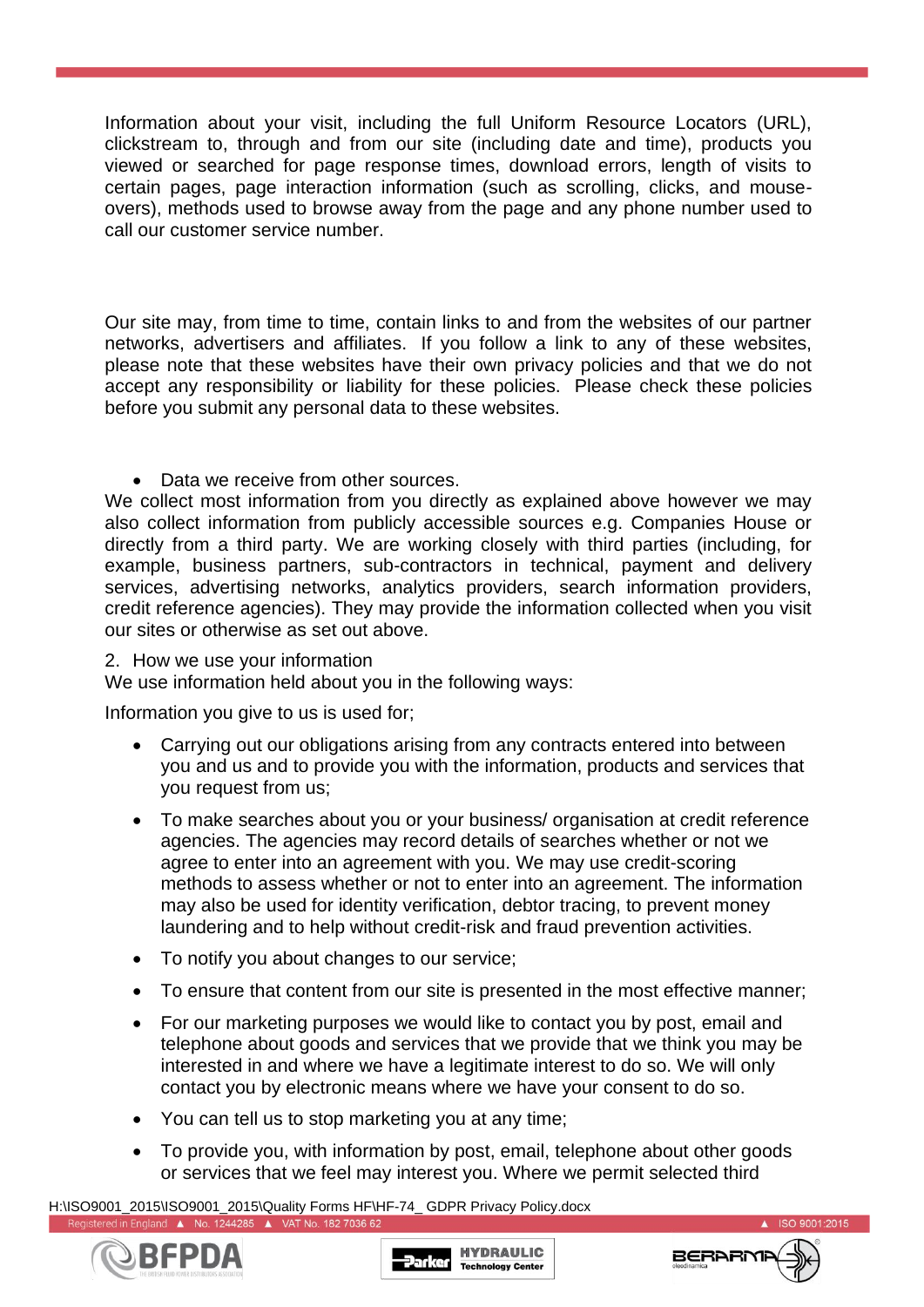Information about your visit, including the full Uniform Resource Locators (URL), clickstream to, through and from our site (including date and time), products you viewed or searched for page response times, download errors, length of visits to certain pages, page interaction information (such as scrolling, clicks, and mouse-overs), methods used to browse away from the page and any phone number used to call our customer service number.

Our site may, from time to time, contain links to and from the websites of our partner networks, advertisers and affiliates. If you follow a link to any of these websites, please note that these websites have their own privacy policies and that we do not accept any responsibility or liability for these policies. Please check these policies before you submit any personal data to these websites.

- Data we receive from other sources.

We collect most information from you directly as explained above however we may also collect information from publicly accessible sources e.g. Companies House or directly from a third party. We are working closely with third parties (including, for example, business partners, sub-contractors in technical, payment and delivery services, advertising networks, analytics providers, search information providers, credit reference agencies). They may provide the information collected when you visit our sites or otherwise as set out above.

2. How we use your information

We use information held about you in the following ways:

Information you give to us is used for;

- Carrying out our obligations arising from any contracts entered into between you and us and to provide you with the information, products and services that you request from us;
- To make searches about you or your business/ organisation at credit reference agencies. The agencies may record details of searches whether or not we agree to enter into an agreement with you. We may use credit-scoring methods to assess whether or not to enter into an agreement. The information may also be used for identity verification, debtor tracing, to prevent money laundering and to help without credit-risk and fraud prevention activities.
- To notify you about changes to our service;
- To ensure that content from our site is presented in the most effective manner;
- For our marketing purposes we would like to contact you by post, email and telephone about goods and services that we provide that we think you may be interested in and where we have a legitimate interest to do so. We will only contact you by electronic means where we have your consent to do so.
- You can tell us to stop marketing you at any time;
- To provide you, with information by post, email, telephone about other goods or services that we feel may interest you. Where we permit selected third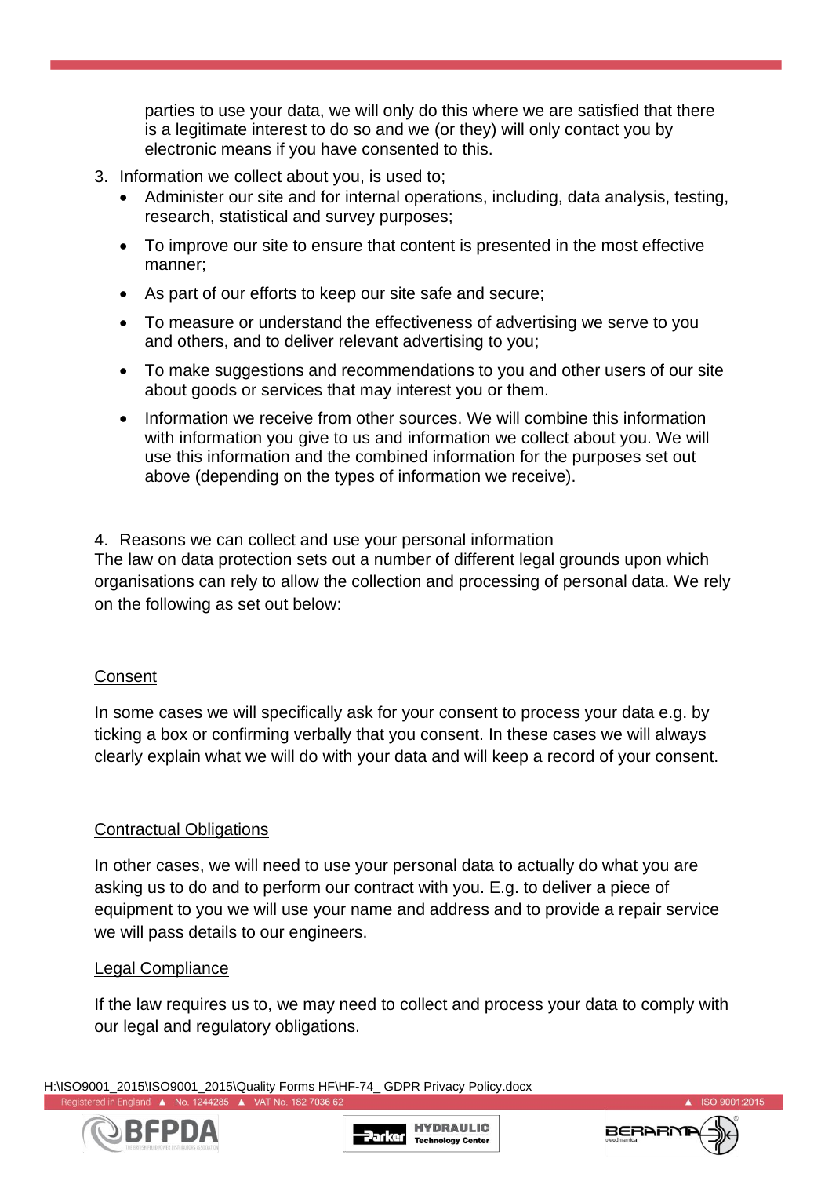parties to use your data, we will only do this where we are satisfied that there is a legitimate interest to do so and we (or they) will only contact you by electronic means if you have consented to this.

3. Information we collect about you, is used to;
   - Administer our site and for internal operations, including, data analysis, testing, research, statistical and survey purposes;
   - To improve our site to ensure that content is presented in the most effective manner;
   - As part of our efforts to keep our site safe and secure;
   - To measure or understand the effectiveness of advertising we serve to you and others, and to deliver relevant advertising to you;
   - To make suggestions and recommendations to you and other users of our site about goods or services that may interest you or them.
   - Information we receive from other sources. We will combine this information with information you give to us and information we collect about you. We will use this information and the combined information for the purposes set out above (depending on the types of information we receive).

4. Reasons we can collect and use your personal information

The law on data protection sets out a number of different legal grounds upon which organisations can rely to allow the collection and processing of personal data. We rely on the following as set out below:

<u>Consent</u>

In some cases we will specifically ask for your consent to process your data e.g. by ticking a box or confirming verbally that you consent. In these cases we will always clearly explain what we will do with your data and will keep a record of your consent.

<u>Contractual Obligations</u>

In other cases, we will need to use your personal data to actually do what you are asking us to do and to perform our contract with you. E.g. to deliver a piece of equipment to you we will use your name and address and to provide a repair service we will pass details to our engineers.

<u>Legal Compliance</u>

If the law requires us to, we may need to collect and process your data to comply with our legal and regulatory obligations.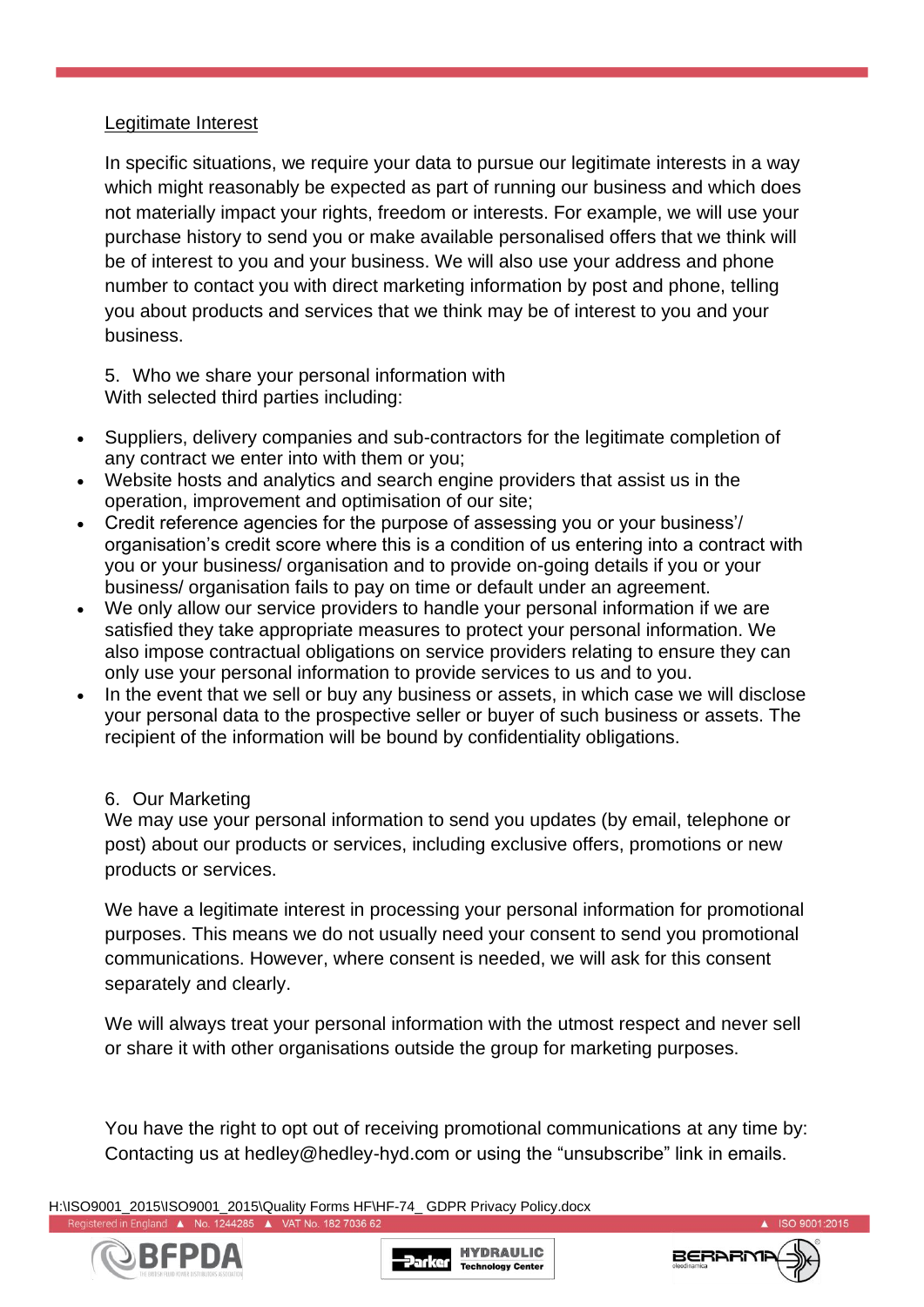Legitimate Interest

In specific situations, we require your data to pursue our legitimate interests in a way which might reasonably be expected as part of running our business and which does not materially impact your rights, freedom or interests. For example, we will use your purchase history to send you or make available personalised offers that we think will be of interest to you and your business. We will also use your address and phone number to contact you with direct marketing information by post and phone, telling you about products and services that we think may be of interest to you and your business.

5. Who we share your personal information with

With selected third parties including:

- Suppliers, delivery companies and sub-contractors for the legitimate completion of any contract we enter into with them or you;
- Website hosts and analytics and search engine providers that assist us in the operation, improvement and optimisation of our site;
- Credit reference agencies for the purpose of assessing you or your business'/ organisation's credit score where this is a condition of us entering into a contract with you or your business/ organisation and to provide on-going details if you or your business/ organisation fails to pay on time or default under an agreement.
- We only allow our service providers to handle your personal information if we are satisfied they take appropriate measures to protect your personal information. We also impose contractual obligations on service providers relating to ensure they can only use your personal information to provide services to us and to you.
- In the event that we sell or buy any business or assets, in which case we will disclose your personal data to the prospective seller or buyer of such business or assets. The recipient of the information will be bound by confidentiality obligations.

6. Our Marketing

We may use your personal information to send you updates (by email, telephone or post) about our products or services, including exclusive offers, promotions or new products or services.

We have a legitimate interest in processing your personal information for promotional purposes. This means we do not usually need your consent to send you promotional communications. However, where consent is needed, we will ask for this consent separately and clearly.

We will always treat your personal information with the utmost respect and never sell or share it with other organisations outside the group for marketing purposes.

You have the right to opt out of receiving promotional communications at any time by: Contacting us at hedley@hedley-hyd.com or using the "unsubscribe" link in emails.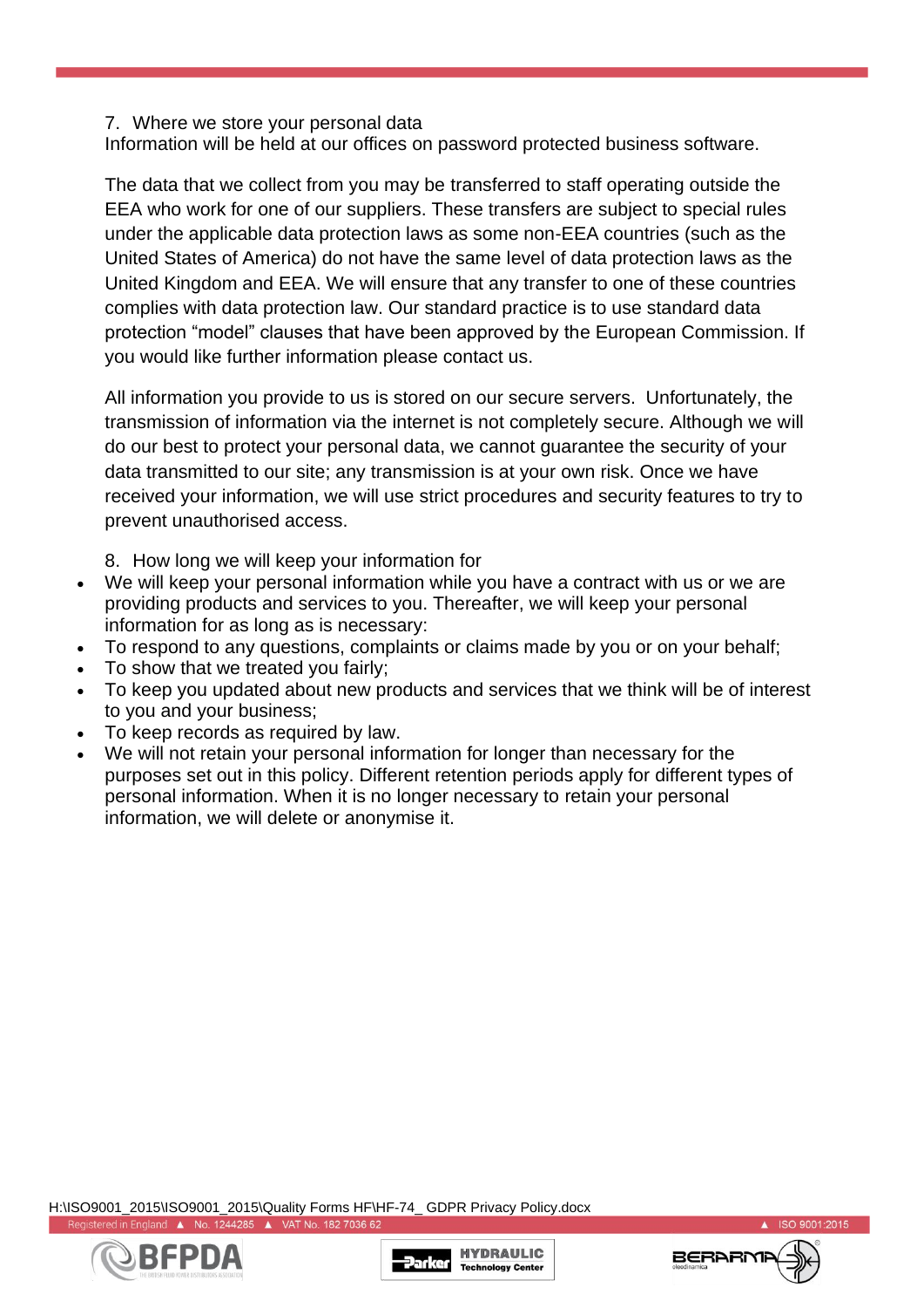7. Where we store your personal data

Information will be held at our offices on password protected business software.

The data that we collect from you may be transferred to staff operating outside the EEA who work for one of our suppliers. These transfers are subject to special rules under the applicable data protection laws as some non-EEA countries (such as the United States of America) do not have the same level of data protection laws as the United Kingdom and EEA. We will ensure that any transfer to one of these countries complies with data protection law. Our standard practice is to use standard data protection "model" clauses that have been approved by the European Commission. If you would like further information please contact us.

All information you provide to us is stored on our secure servers. Unfortunately, the transmission of information via the internet is not completely secure. Although we will do our best to protect your personal data, we cannot guarantee the security of your data transmitted to our site; any transmission is at your own risk. Once we have received your information, we will use strict procedures and security features to try to prevent unauthorised access.

8. How long we will keep your information for

- We will keep your personal information while you have a contract with us or we are providing products and services to you. Thereafter, we will keep your personal information for as long as is necessary:
- To respond to any questions, complaints or claims made by you or on your behalf;
- To show that we treated you fairly;
- To keep you updated about new products and services that we think will be of interest to you and your business;
- To keep records as required by law.
- We will not retain your personal information for longer than necessary for the purposes set out in this policy. Different retention periods apply for different types of personal information. When it is no longer necessary to retain your personal information, we will delete or anonymise it.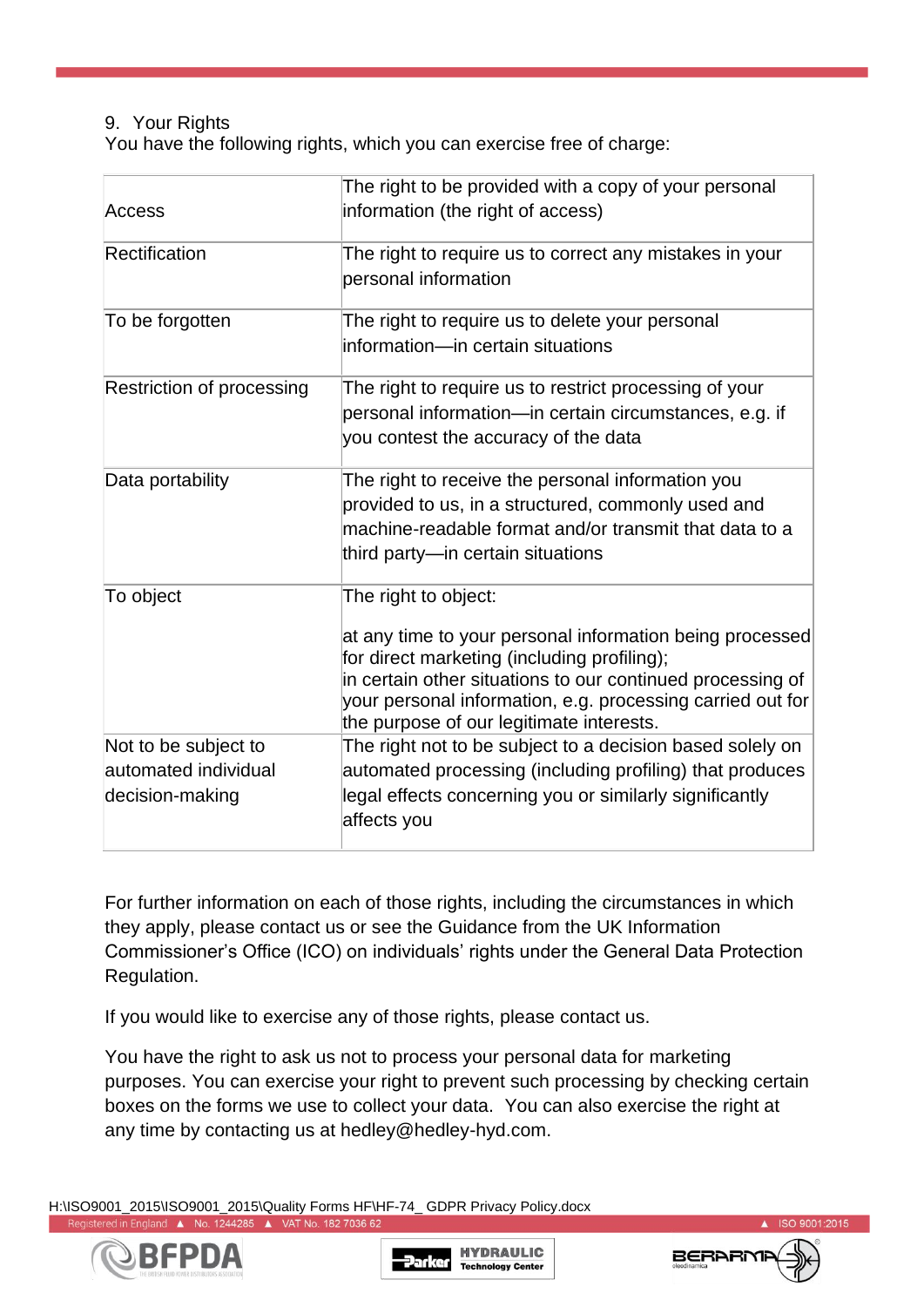## 9. Your Rights

You have the following rights, which you can exercise free of charge:

| | |
|---|---|
| Access | The right to be provided with a copy of your personal information (the right of access) |
| Rectification | The right to require us to correct any mistakes in your personal information |
| To be forgotten | The right to require us to delete your personal information—in certain situations |
| Restriction of processing | The right to require us to restrict processing of your personal information—in certain circumstances, e.g. if you contest the accuracy of the data |
| Data portability | The right to receive the personal information you provided to us, in a structured, commonly used and machine-readable format and/or transmit that data to a third party—in certain situations |
| To object | The right to object:<br><br>at any time to your personal information being processed for direct marketing (including profiling);<br>in certain other situations to our continued processing of your personal information, e.g. processing carried out for the purpose of our legitimate interests. |
| Not to be subject to automated individual decision-making | The right not to be subject to a decision based solely on automated processing (including profiling) that produces legal effects concerning you or similarly significantly affects you |

For further information on each of those rights, including the circumstances in which they apply, please contact us or see the Guidance from the UK Information Commissioner's Office (ICO) on individuals' rights under the General Data Protection Regulation.

If you would like to exercise any of those rights, please contact us.

You have the right to ask us not to process your personal data for marketing purposes. You can exercise your right to prevent such processing by checking certain boxes on the forms we use to collect your data. You can also exercise the right at any time by contacting us at hedley@hedley-hyd.com.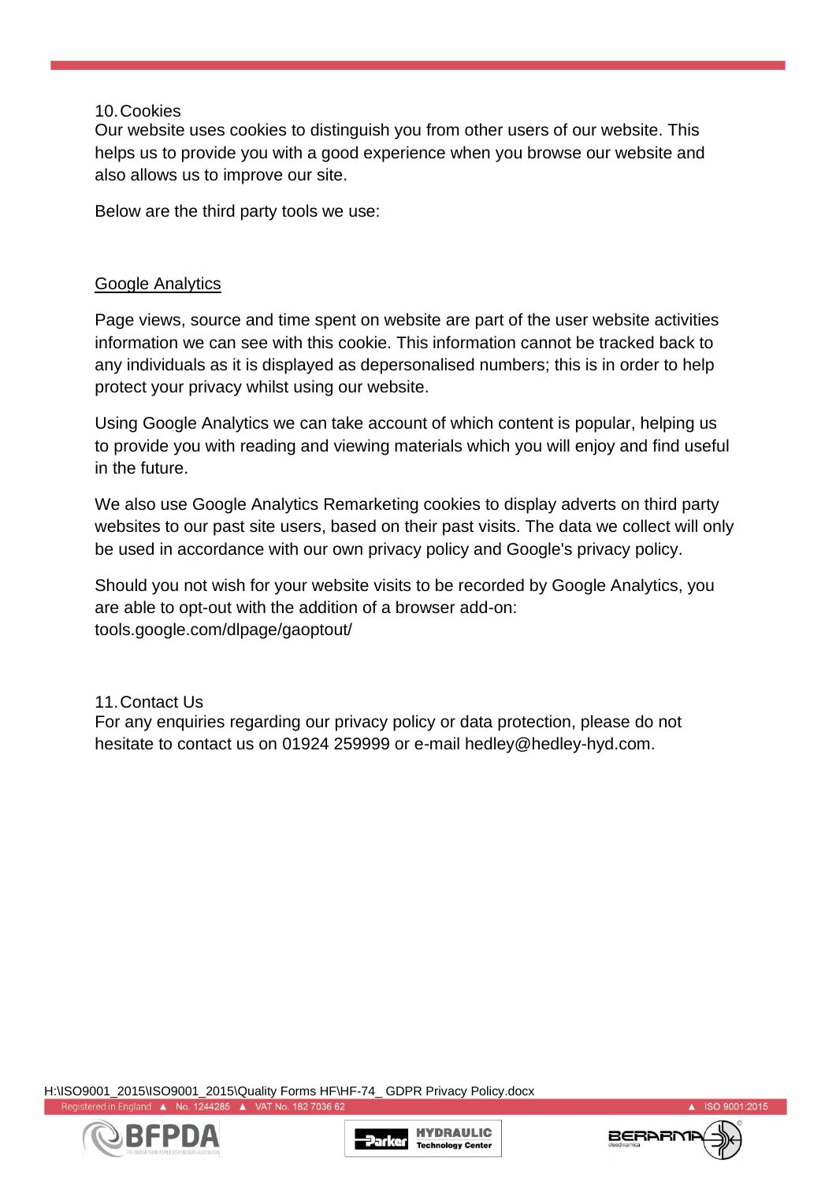## 10. Cookies

Our website uses cookies to distinguish you from other users of our website. This helps us to provide you with a good experience when you browse our website and also allows us to improve our site.

Below are the third party tools we use:

### Google Analytics

Page views, source and time spent on website are part of the user website activities information we can see with this cookie. This information cannot be tracked back to any individuals as it is displayed as depersonalised numbers; this is in order to help protect your privacy whilst using our website.

Using Google Analytics we can take account of which content is popular, helping us to provide you with reading and viewing materials which you will enjoy and find useful in the future.

We also use Google Analytics Remarketing cookies to display adverts on third party websites to our past site users, based on their past visits. The data we collect will only be used in accordance with our own privacy policy and Google's privacy policy.

Should you not wish for your website visits to be recorded by Google Analytics, you are able to opt-out with the addition of a browser add-on: tools.google.com/dlpage/gaoptout/

## 11. Contact Us

For any enquiries regarding our privacy policy or data protection, please do not hesitate to contact us on 01924 259999 or e-mail hedley@hedley-hyd.com.